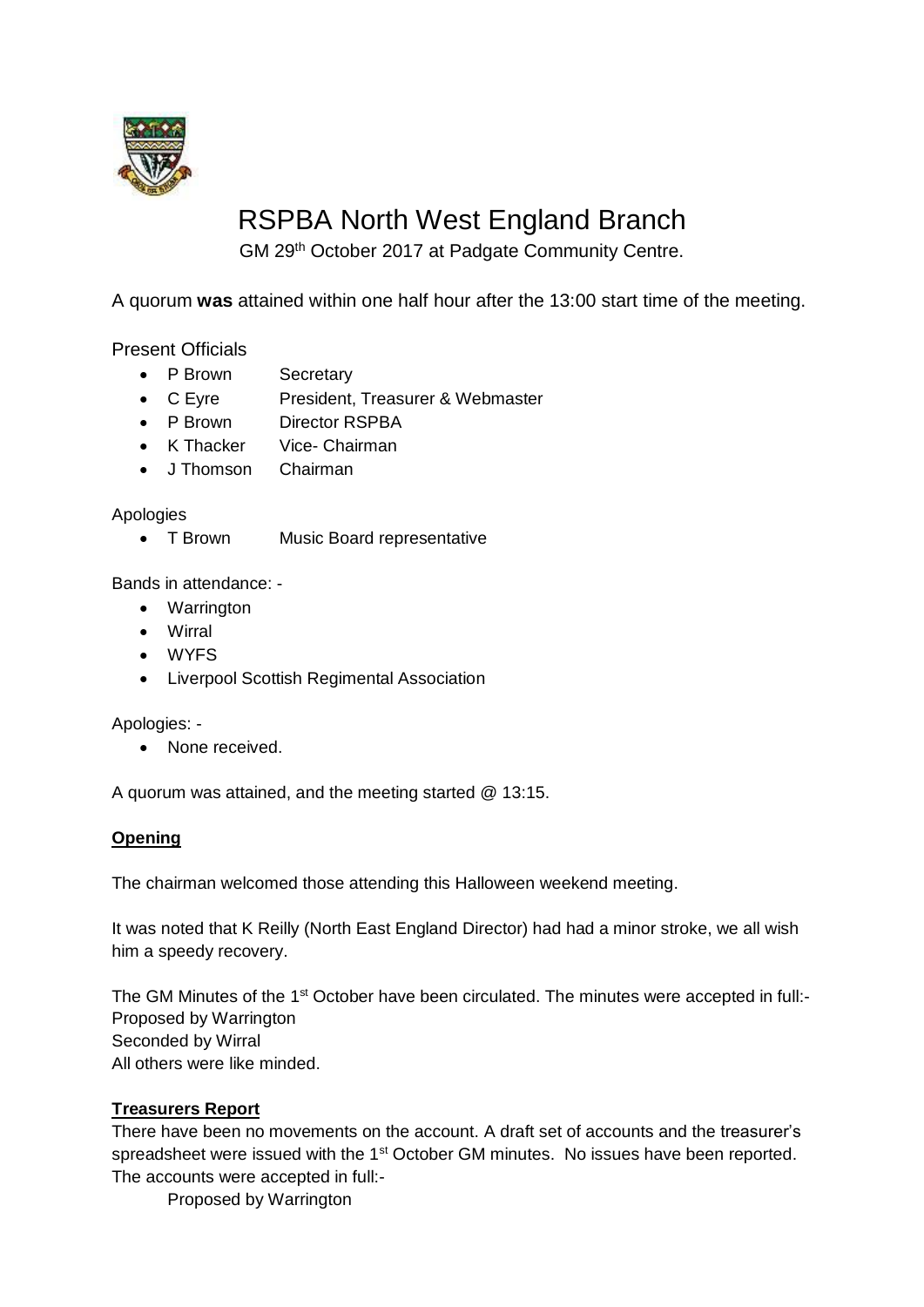# RSPBA North West England Branch

GM 29th October 2017 at Padgate Community Centre.

A quorum **was** attained within one half hour after the 13:00 start time of the meeting.

Present Officials

- P Brown    Secretary
- C Eyre    President, Treasurer & Webmaster
- P Brown    Director RSPBA
- K Thacker    Vice- Chairman
- J Thomson    Chairman

Apologies

- T Brown    Music Board representative

Bands in attendance: -

- Warrington
- Wirral
- WYFS
- Liverpool Scottish Regimental Association

Apologies: -

- None received.

A quorum was attained, and the meeting started @ 13:15.

**Opening**

The chairman welcomed those attending this Halloween weekend meeting.

It was noted that K Reilly (North East England Director) had had a minor stroke, we all wish him a speedy recovery.

The GM Minutes of the 1st October have been circulated. The minutes were accepted in full:-
Proposed by Warrington
Seconded by Wirral
All others were like minded.

**Treasurers Report**

There have been no movements on the account. A draft set of accounts and the treasurer's spreadsheet were issued with the 1st October GM minutes. No issues have been reported. The accounts were accepted in full:-

Proposed by Warrington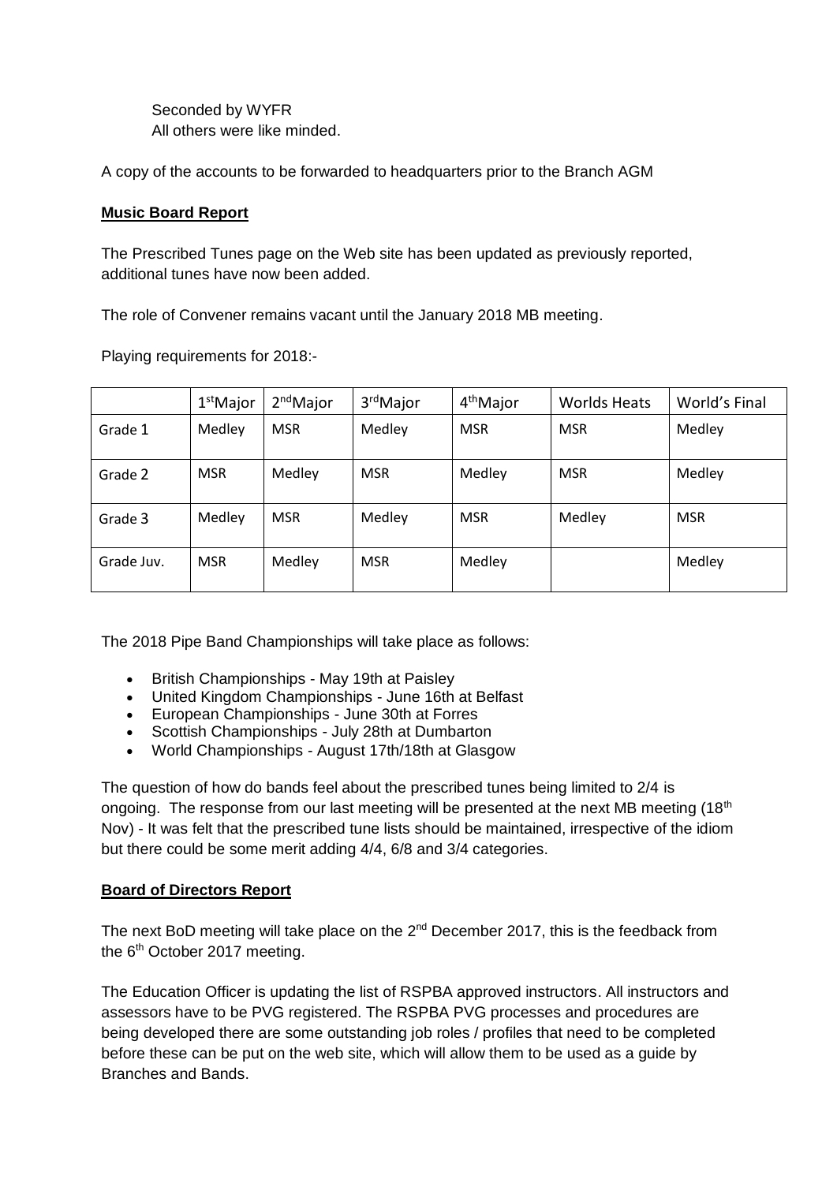Seconded by WYFR
All others were like minded.

A copy of the accounts to be forwarded to headquarters prior to the Branch AGM

**Music Board Report**

The Prescribed Tunes page on the Web site has been updated as previously reported, additional tunes have now been added.

The role of Convener remains vacant until the January 2018 MB meeting.

Playing requirements for 2018:-

| | 1st Major | 2nd Major | 3rd Major | 4th Major | Worlds Heats | World's Final |
|---|---|---|---|---|---|---|
| Grade 1 | Medley | MSR | Medley | MSR | MSR | Medley |
| Grade 2 | MSR | Medley | MSR | Medley | MSR | Medley |
| Grade 3 | Medley | MSR | Medley | MSR | Medley | MSR |
| Grade Juv. | MSR | Medley | MSR | Medley | | Medley |

The 2018 Pipe Band Championships will take place as follows:

- British Championships - May 19th at Paisley
- United Kingdom Championships - June 16th at Belfast
- European Championships - June 30th at Forres
- Scottish Championships - July 28th at Dumbarton
- World Championships - August 17th/18th at Glasgow

The question of how do bands feel about the prescribed tunes being limited to 2/4 is ongoing. The response from our last meeting will be presented at the next MB meeting (18th Nov) - It was felt that the prescribed tune lists should be maintained, irrespective of the idiom but there could be some merit adding 4/4, 6/8 and 3/4 categories.

**Board of Directors Report**

The next BoD meeting will take place on the 2nd December 2017, this is the feedback from the 6th October 2017 meeting.

The Education Officer is updating the list of RSPBA approved instructors. All instructors and assessors have to be PVG registered. The RSPBA PVG processes and procedures are being developed there are some outstanding job roles / profiles that need to be completed before these can be put on the web site, which will allow them to be used as a guide by Branches and Bands.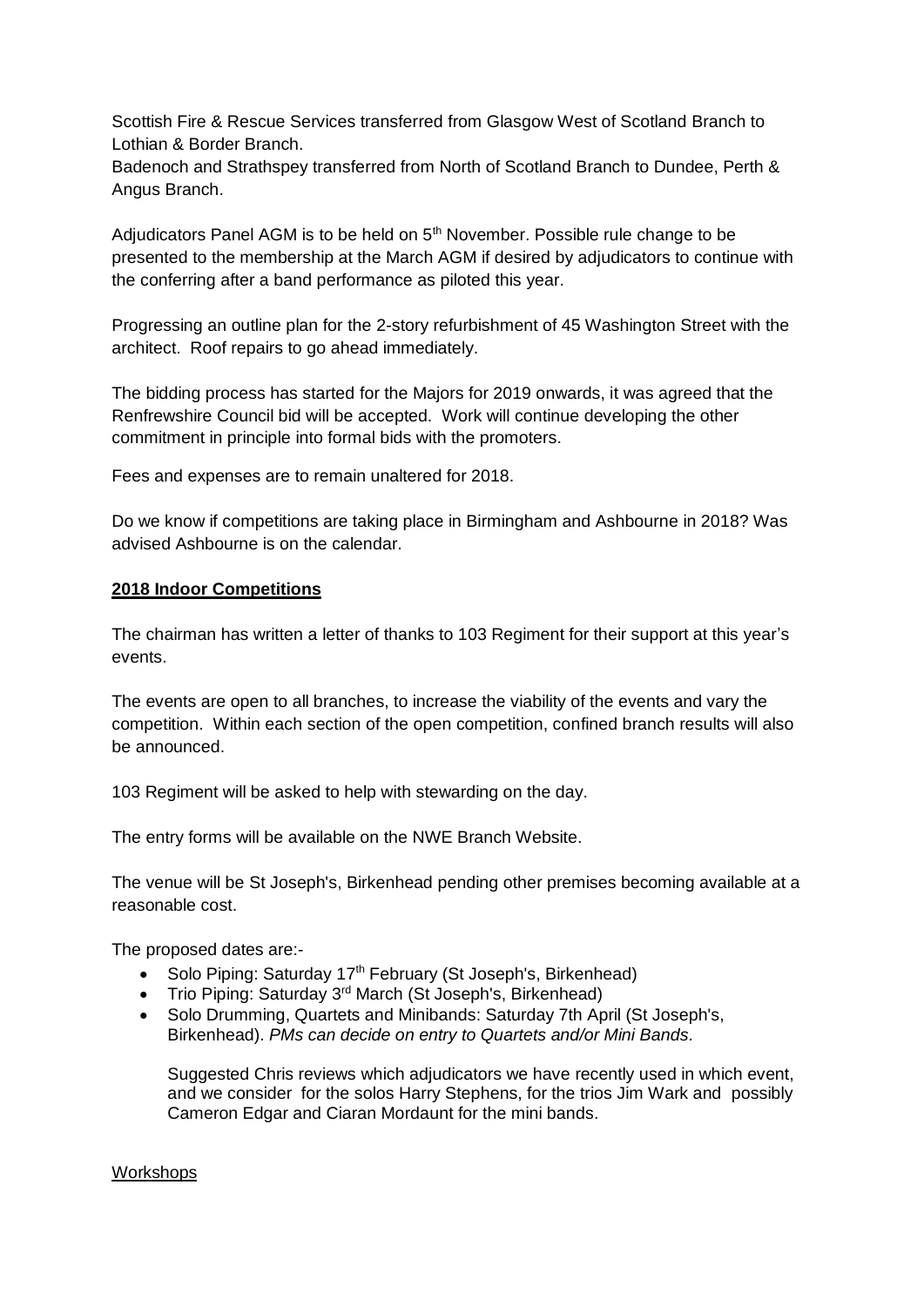Scottish Fire & Rescue Services transferred from Glasgow West of Scotland Branch to Lothian & Border Branch.
Badenoch and Strathspey transferred from North of Scotland Branch to Dundee, Perth & Angus Branch.

Adjudicators Panel AGM is to be held on 5th November. Possible rule change to be presented to the membership at the March AGM if desired by adjudicators to continue with the conferring after a band performance as piloted this year.

Progressing an outline plan for the 2-story refurbishment of 45 Washington Street with the architect. Roof repairs to go ahead immediately.

The bidding process has started for the Majors for 2019 onwards, it was agreed that the Renfrewshire Council bid will be accepted. Work will continue developing the other commitment in principle into formal bids with the promoters.

Fees and expenses are to remain unaltered for 2018.

Do we know if competitions are taking place in Birmingham and Ashbourne in 2018? Was advised Ashbourne is on the calendar.

**2018 Indoor Competitions**

The chairman has written a letter of thanks to 103 Regiment for their support at this year's events.

The events are open to all branches, to increase the viability of the events and vary the competition. Within each section of the open competition, confined branch results will also be announced.

103 Regiment will be asked to help with stewarding on the day.

The entry forms will be available on the NWE Branch Website.

The venue will be St Joseph's, Birkenhead pending other premises becoming available at a reasonable cost.

The proposed dates are:-

- Solo Piping: Saturday 17th February (St Joseph's, Birkenhead)
- Trio Piping: Saturday 3rd March (St Joseph's, Birkenhead)
- Solo Drumming, Quartets and Minibands: Saturday 7th April (St Joseph's, Birkenhead). *PMs can decide on entry to Quartets and/or Mini Bands.*

  Suggested Chris reviews which adjudicators we have recently used in which event, and we consider for the solos Harry Stephens, for the trios Jim Wark and possibly Cameron Edgar and Ciaran Mordaunt for the mini bands.

Workshops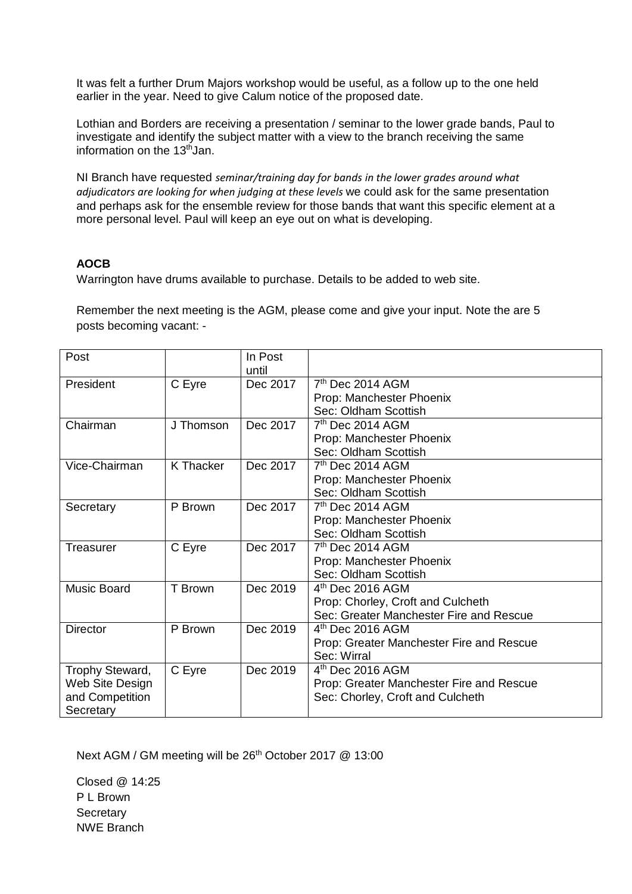It was felt a further Drum Majors workshop would be useful, as a follow up to the one held earlier in the year. Need to give Calum notice of the proposed date.

Lothian and Borders are receiving a presentation / seminar to the lower grade bands, Paul to investigate and identify the subject matter with a view to the branch receiving the same information on the 13th Jan.

NI Branch have requested *seminar/training day for bands in the lower grades around what adjudicators are looking for when judging at these levels* we could ask for the same presentation and perhaps ask for the ensemble review for those bands that want this specific element at a more personal level. Paul will keep an eye out on what is developing.

**AOCB**

Warrington have drums available to purchase. Details to be added to web site.

Remember the next meeting is the AGM, please come and give your input. Note the are 5 posts becoming vacant: -

| Post | | In Post until | |
|---|---|---|---|
| President | C Eyre | Dec 2017 | 7th Dec 2014 AGM<br>Prop: Manchester Phoenix<br>Sec: Oldham Scottish |
| Chairman | J Thomson | Dec 2017 | 7th Dec 2014 AGM<br>Prop: Manchester Phoenix<br>Sec: Oldham Scottish |
| Vice-Chairman | K Thacker | Dec 2017 | 7th Dec 2014 AGM<br>Prop: Manchester Phoenix<br>Sec: Oldham Scottish |
| Secretary | P Brown | Dec 2017 | 7th Dec 2014 AGM<br>Prop: Manchester Phoenix<br>Sec: Oldham Scottish |
| Treasurer | C Eyre | Dec 2017 | 7th Dec 2014 AGM<br>Prop: Manchester Phoenix<br>Sec: Oldham Scottish |
| Music Board | T Brown | Dec 2019 | 4th Dec 2016 AGM<br>Prop: Chorley, Croft and Culcheth<br>Sec: Greater Manchester Fire and Rescue |
| Director | P Brown | Dec 2019 | 4th Dec 2016 AGM<br>Prop: Greater Manchester Fire and Rescue<br>Sec: Wirral |
| Trophy Steward, Web Site Design and Competition Secretary | C Eyre | Dec 2019 | 4th Dec 2016 AGM<br>Prop: Greater Manchester Fire and Rescue<br>Sec: Chorley, Croft and Culcheth |

Next AGM / GM meeting will be 26th October 2017 @ 13:00

Closed @ 14:25
P L Brown
Secretary
NWE Branch